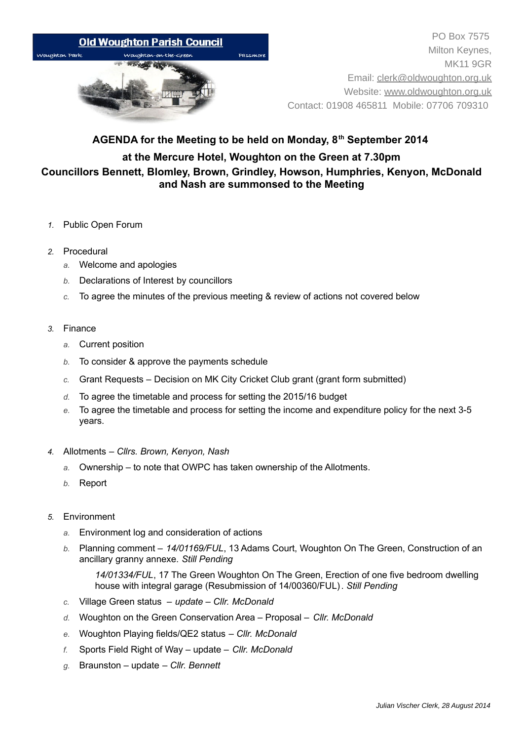**Old Woughton Parish Council**

Woughton Park — Woughton-on-the-Green — Passmore

PO Box 7575
Milton Keynes,
MK11 9GR
Email: clerk@oldwoughton.org.uk
Website: www.oldwoughton.org.uk
Contact: 01908 465811 Mobile: 07706 709310

## AGENDA for the Meeting to be held on Monday, 8th September 2014

### at the Mercure Hotel, Woughton on the Green at 7.30pm

### Councillors Bennett, Blomley, Brown, Grindley, Howson, Humphries, Kenyon, McDonald and Nash are summonsed to the Meeting

1. Public Open Forum
2. Procedural
   a. Welcome and apologies
   b. Declarations of Interest by councillors
   c. To agree the minutes of the previous meeting & review of actions not covered below
3. Finance
   a. Current position
   b. To consider & approve the payments schedule
   c. Grant Requests – Decision on MK City Cricket Club grant (grant form submitted)
   d. To agree the timetable and process for setting the 2015/16 budget
   e. To agree the timetable and process for setting the income and expenditure policy for the next 3-5 years.
4. Allotments – *Cllrs. Brown, Kenyon, Nash*
   a. Ownership – to note that OWPC has taken ownership of the Allotments.
   b. Report
5. Environment
   a. Environment log and consideration of actions
   b. Planning comment – *14/01169/FUL*, 13 Adams Court, Woughton On The Green, Construction of an ancillary granny annexe. *Still Pending*

      *14/01334/FUL*, 17 The Green Woughton On The Green, Erection of one five bedroom dwelling house with integral garage (Resubmission of 14/00360/FUL). *Still Pending*
   c. Village Green status – *update – Cllr. McDonald*
   d. Woughton on the Green Conservation Area – Proposal – *Cllr. McDonald*
   e. Woughton Playing fields/QE2 status – *Cllr. McDonald*
   f. Sports Field Right of Way – update – *Cllr. McDonald*
   g. Braunston – update – *Cllr. Bennett*

*Julian Vischer Clerk, 28 August 2014*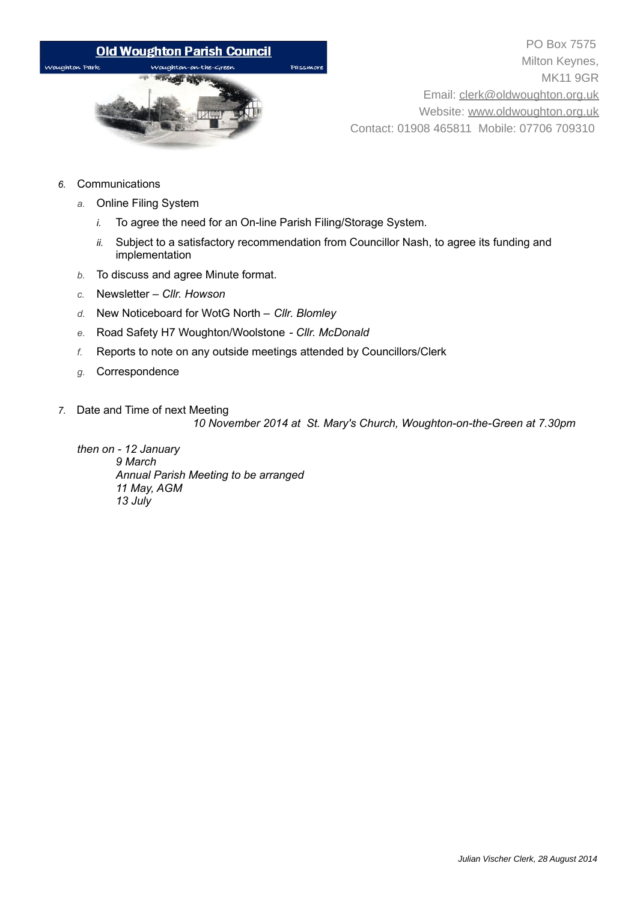**Old Woughton Parish Council**

Woughton Park    Woughton-on-the-Green    Passmore

PO Box 7575
Milton Keynes,
MK11 9GR
Email: clerk@oldwoughton.org.uk
Website: www.oldwoughton.org.uk
Contact: 01908 465811 Mobile: 07706 709310

6. Communications
   a. Online Filing System
      i. To agree the need for an On-line Parish Filing/Storage System.
      ii. Subject to a satisfactory recommendation from Councillor Nash, to agree its funding and implementation
   b. To discuss and agree Minute format.
   c. Newsletter – *Cllr. Howson*
   d. New Noticeboard for WotG North – *Cllr. Blomley*
   e. Road Safety H7 Woughton/Woolstone - *Cllr. McDonald*
   f. Reports to note on any outside meetings attended by Councillors/Clerk
   g. Correspondence

7. Date and Time of next Meeting

   *10 November 2014 at St. Mary's Church, Woughton-on-the-Green at 7.30pm*

   *then on - 12 January*
   *9 March*
   *Annual Parish Meeting to be arranged*
   *11 May, AGM*
   *13 July*

*Julian Vischer Clerk, 28 August 2014*